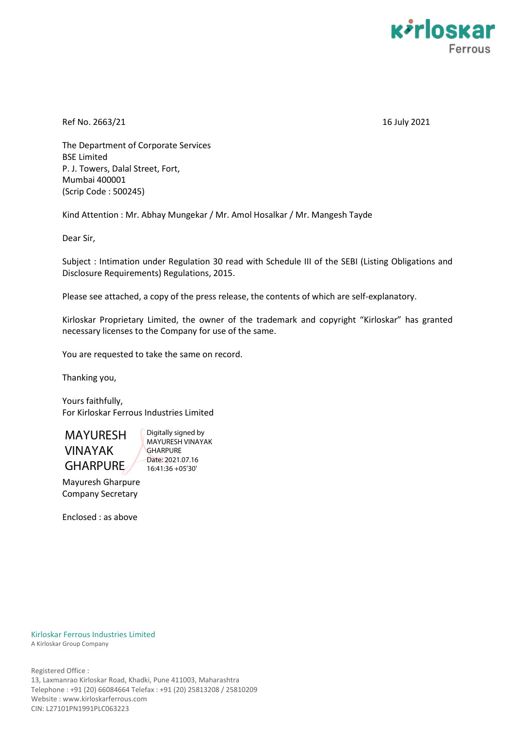Ref No. 2663/21

16 July 2021

The Department of Corporate Services
BSE Limited
P. J. Towers, Dalal Street, Fort,
Mumbai 400001
(Scrip Code : 500245)

Kind Attention : Mr. Abhay Mungekar / Mr. Amol Hosalkar / Mr. Mangesh Tayde

Dear Sir,

Subject : Intimation under Regulation 30 read with Schedule III of the SEBI (Listing Obligations and Disclosure Requirements) Regulations, 2015.

Please see attached, a copy of the press release, the contents of which are self-explanatory.

Kirloskar Proprietary Limited, the owner of the trademark and copyright "Kirloskar" has granted necessary licenses to the Company for use of the same.

You are requested to take the same on record.

Thanking you,

Yours faithfully,
For Kirloskar Ferrous Industries Limited

MAYURESH VINAYAK GHARPURE

Digitally signed by MAYURESH VINAYAK GHARPURE
Date: 2021.07.16 16:41:36 +05'30'

Mayuresh Gharpure
Company Secretary

Enclosed : as above

Kirloskar Ferrous Industries Limited
A Kirloskar Group Company

Registered Office :
13, Laxmanrao Kirloskar Road, Khadki, Pune 411003, Maharashtra
Telephone : +91 (20) 66084664 Telefax : +91 (20) 25813208 / 25810209
Website : www.kirloskarferrous.com
CIN: L27101PN1991PLC063223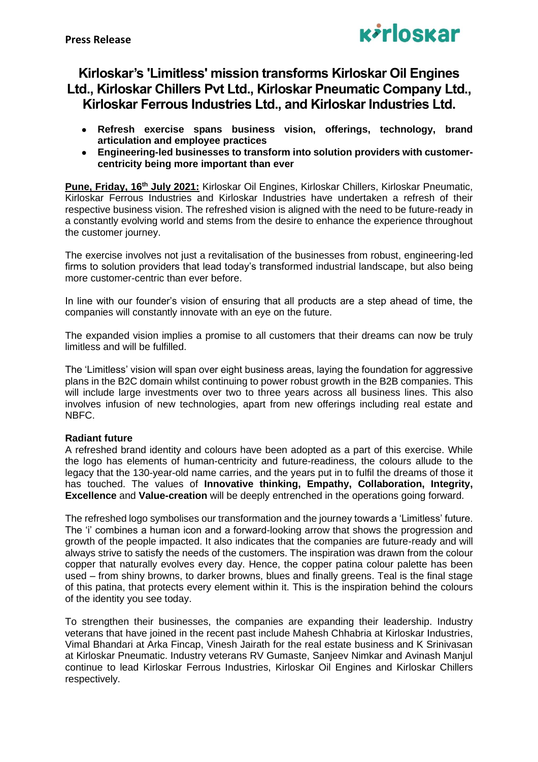**Press Release**

# Kirloskar's 'Limitless' mission transforms Kirloskar Oil Engines Ltd., Kirloskar Chillers Pvt Ltd., Kirloskar Pneumatic Company Ltd., Kirloskar Ferrous Industries Ltd., and Kirloskar Industries Ltd.

- **Refresh exercise spans business vision, offerings, technology, brand articulation and employee practices**
- **Engineering-led businesses to transform into solution providers with customer-centricity being more important than ever**

**Pune, Friday, 16th July 2021:** Kirloskar Oil Engines, Kirloskar Chillers, Kirloskar Pneumatic, Kirloskar Ferrous Industries and Kirloskar Industries have undertaken a refresh of their respective business vision. The refreshed vision is aligned with the need to be future-ready in a constantly evolving world and stems from the desire to enhance the experience throughout the customer journey.

The exercise involves not just a revitalisation of the businesses from robust, engineering-led firms to solution providers that lead today's transformed industrial landscape, but also being more customer-centric than ever before.

In line with our founder's vision of ensuring that all products are a step ahead of time, the companies will constantly innovate with an eye on the future.

The expanded vision implies a promise to all customers that their dreams can now be truly limitless and will be fulfilled.

The 'Limitless' vision will span over eight business areas, laying the foundation for aggressive plans in the B2C domain whilst continuing to power robust growth in the B2B companies. This will include large investments over two to three years across all business lines. This also involves infusion of new technologies, apart from new offerings including real estate and NBFC.

**Radiant future**

A refreshed brand identity and colours have been adopted as a part of this exercise. While the logo has elements of human-centricity and future-readiness, the colours allude to the legacy that the 130-year-old name carries, and the years put in to fulfil the dreams of those it has touched. The values of **Innovative thinking, Empathy, Collaboration, Integrity, Excellence** and **Value-creation** will be deeply entrenched in the operations going forward.

The refreshed logo symbolises our transformation and the journey towards a 'Limitless' future. The 'i' combines a human icon and a forward-looking arrow that shows the progression and growth of the people impacted. It also indicates that the companies are future-ready and will always strive to satisfy the needs of the customers. The inspiration was drawn from the colour copper that naturally evolves every day. Hence, the copper patina colour palette has been used – from shiny browns, to darker browns, blues and finally greens. Teal is the final stage of this patina, that protects every element within it. This is the inspiration behind the colours of the identity you see today.

To strengthen their businesses, the companies are expanding their leadership. Industry veterans that have joined in the recent past include Mahesh Chhabria at Kirloskar Industries, Vimal Bhandari at Arka Fincap, Vinesh Jairath for the real estate business and K Srinivasan at Kirloskar Pneumatic. Industry veterans RV Gumaste, Sanjeev Nimkar and Avinash Manjul continue to lead Kirloskar Ferrous Industries, Kirloskar Oil Engines and Kirloskar Chillers respectively.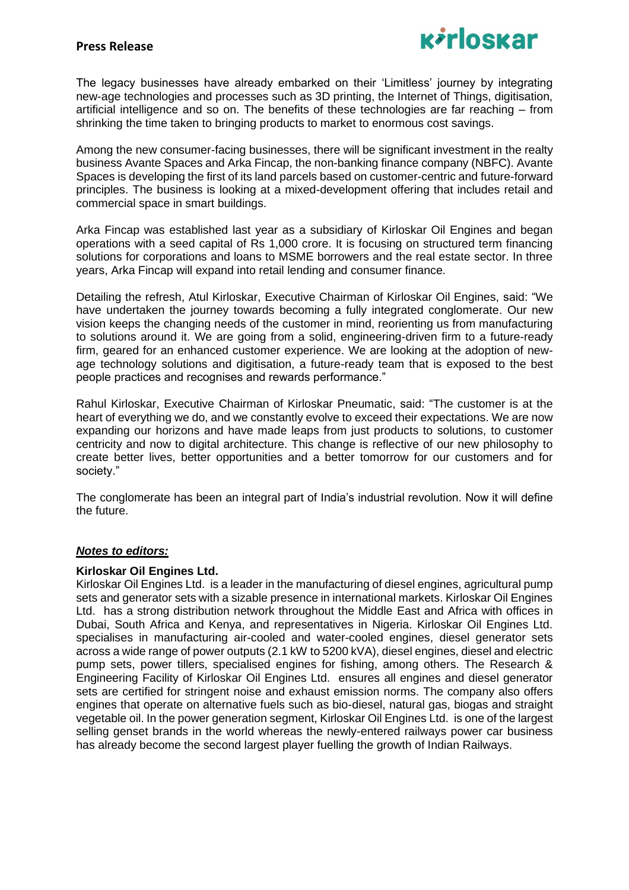The legacy businesses have already embarked on their 'Limitless' journey by integrating new-age technologies and processes such as 3D printing, the Internet of Things, digitisation, artificial intelligence and so on. The benefits of these technologies are far reaching – from shrinking the time taken to bringing products to market to enormous cost savings.

Among the new consumer-facing businesses, there will be significant investment in the realty business Avante Spaces and Arka Fincap, the non-banking finance company (NBFC). Avante Spaces is developing the first of its land parcels based on customer-centric and future-forward principles. The business is looking at a mixed-development offering that includes retail and commercial space in smart buildings.

Arka Fincap was established last year as a subsidiary of Kirloskar Oil Engines and began operations with a seed capital of Rs 1,000 crore. It is focusing on structured term financing solutions for corporations and loans to MSME borrowers and the real estate sector. In three years, Arka Fincap will expand into retail lending and consumer finance.

Detailing the refresh, Atul Kirloskar, Executive Chairman of Kirloskar Oil Engines, said: "We have undertaken the journey towards becoming a fully integrated conglomerate. Our new vision keeps the changing needs of the customer in mind, reorienting us from manufacturing to solutions around it. We are going from a solid, engineering-driven firm to a future-ready firm, geared for an enhanced customer experience. We are looking at the adoption of new-age technology solutions and digitisation, a future-ready team that is exposed to the best people practices and recognises and rewards performance."

Rahul Kirloskar, Executive Chairman of Kirloskar Pneumatic, said: "The customer is at the heart of everything we do, and we constantly evolve to exceed their expectations. We are now expanding our horizons and have made leaps from just products to solutions, to customer centricity and now to digital architecture. This change is reflective of our new philosophy to create better lives, better opportunities and a better tomorrow for our customers and for society."

The conglomerate has been an integral part of India's industrial revolution. Now it will define the future.

***Notes to editors:***

**Kirloskar Oil Engines Ltd.**

Kirloskar Oil Engines Ltd. is a leader in the manufacturing of diesel engines, agricultural pump sets and generator sets with a sizable presence in international markets. Kirloskar Oil Engines Ltd. has a strong distribution network throughout the Middle East and Africa with offices in Dubai, South Africa and Kenya, and representatives in Nigeria. Kirloskar Oil Engines Ltd. specialises in manufacturing air-cooled and water-cooled engines, diesel generator sets across a wide range of power outputs (2.1 kW to 5200 kVA), diesel engines, diesel and electric pump sets, power tillers, specialised engines for fishing, among others. The Research & Engineering Facility of Kirloskar Oil Engines Ltd. ensures all engines and diesel generator sets are certified for stringent noise and exhaust emission norms. The company also offers engines that operate on alternative fuels such as bio-diesel, natural gas, biogas and straight vegetable oil. In the power generation segment, Kirloskar Oil Engines Ltd. is one of the largest selling genset brands in the world whereas the newly-entered railways power car business has already become the second largest player fuelling the growth of Indian Railways.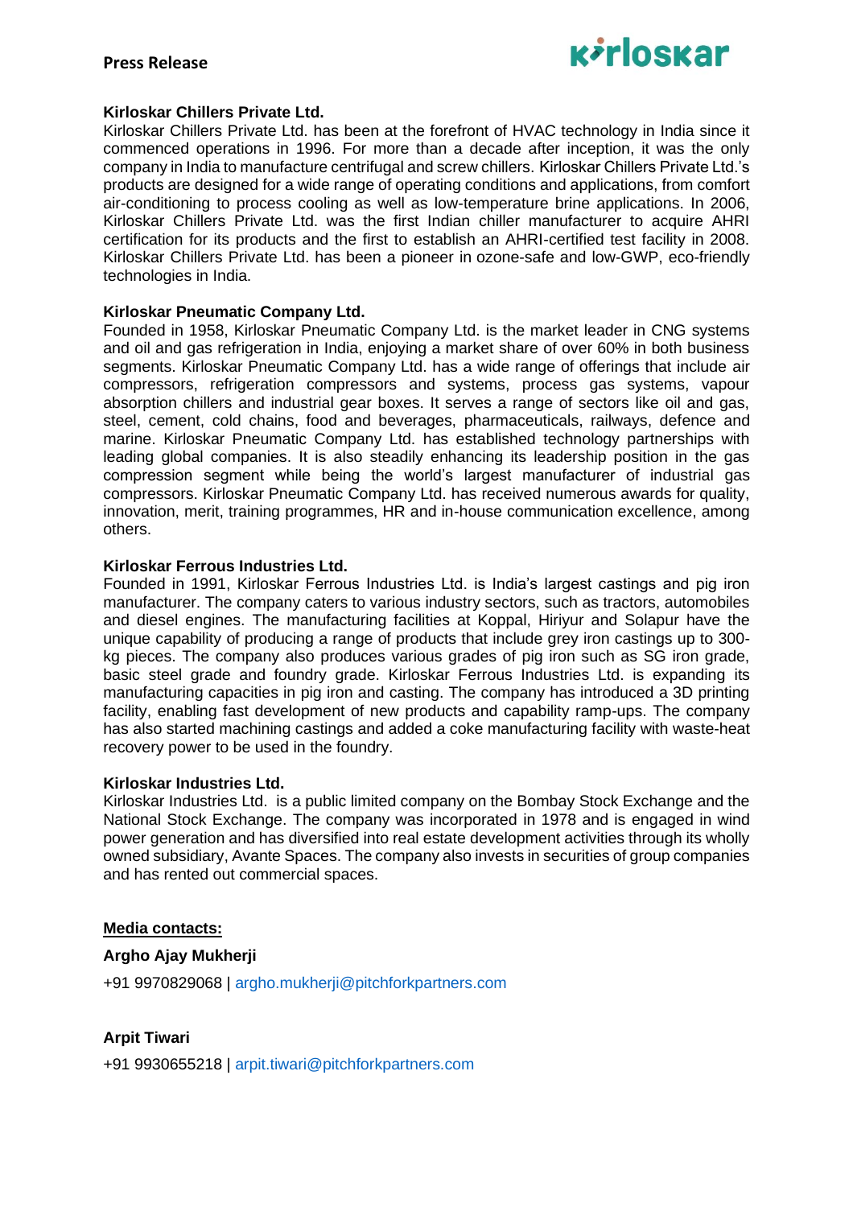**Kirloskar Chillers Private Ltd.**
Kirloskar Chillers Private Ltd. has been at the forefront of HVAC technology in India since it commenced operations in 1996. For more than a decade after inception, it was the only company in India to manufacture centrifugal and screw chillers. Kirloskar Chillers Private Ltd.'s products are designed for a wide range of operating conditions and applications, from comfort air-conditioning to process cooling as well as low-temperature brine applications. In 2006, Kirloskar Chillers Private Ltd. was the first Indian chiller manufacturer to acquire AHRI certification for its products and the first to establish an AHRI-certified test facility in 2008. Kirloskar Chillers Private Ltd. has been a pioneer in ozone-safe and low-GWP, eco-friendly technologies in India.

**Kirloskar Pneumatic Company Ltd.**
Founded in 1958, Kirloskar Pneumatic Company Ltd. is the market leader in CNG systems and oil and gas refrigeration in India, enjoying a market share of over 60% in both business segments. Kirloskar Pneumatic Company Ltd. has a wide range of offerings that include air compressors, refrigeration compressors and systems, process gas systems, vapour absorption chillers and industrial gear boxes. It serves a range of sectors like oil and gas, steel, cement, cold chains, food and beverages, pharmaceuticals, railways, defence and marine. Kirloskar Pneumatic Company Ltd. has established technology partnerships with leading global companies. It is also steadily enhancing its leadership position in the gas compression segment while being the world's largest manufacturer of industrial gas compressors. Kirloskar Pneumatic Company Ltd. has received numerous awards for quality, innovation, merit, training programmes, HR and in-house communication excellence, among others.

**Kirloskar Ferrous Industries Ltd.**
Founded in 1991, Kirloskar Ferrous Industries Ltd. is India's largest castings and pig iron manufacturer. The company caters to various industry sectors, such as tractors, automobiles and diesel engines. The manufacturing facilities at Koppal, Hiriyur and Solapur have the unique capability of producing a range of products that include grey iron castings up to 300-kg pieces. The company also produces various grades of pig iron such as SG iron grade, basic steel grade and foundry grade. Kirloskar Ferrous Industries Ltd. is expanding its manufacturing capacities in pig iron and casting. The company has introduced a 3D printing facility, enabling fast development of new products and capability ramp-ups. The company has also started machining castings and added a coke manufacturing facility with waste-heat recovery power to be used in the foundry.

**Kirloskar Industries Ltd.**
Kirloskar Industries Ltd. is a public limited company on the Bombay Stock Exchange and the National Stock Exchange. The company was incorporated in 1978 and is engaged in wind power generation and has diversified into real estate development activities through its wholly owned subsidiary, Avante Spaces. The company also invests in securities of group companies and has rented out commercial spaces.

**Media contacts:**

**Argho Ajay Mukherji**

+91 9970829068 | argho.mukherji@pitchforkpartners.com

**Arpit Tiwari**

+91 9930655218 | arpit.tiwari@pitchforkpartners.com